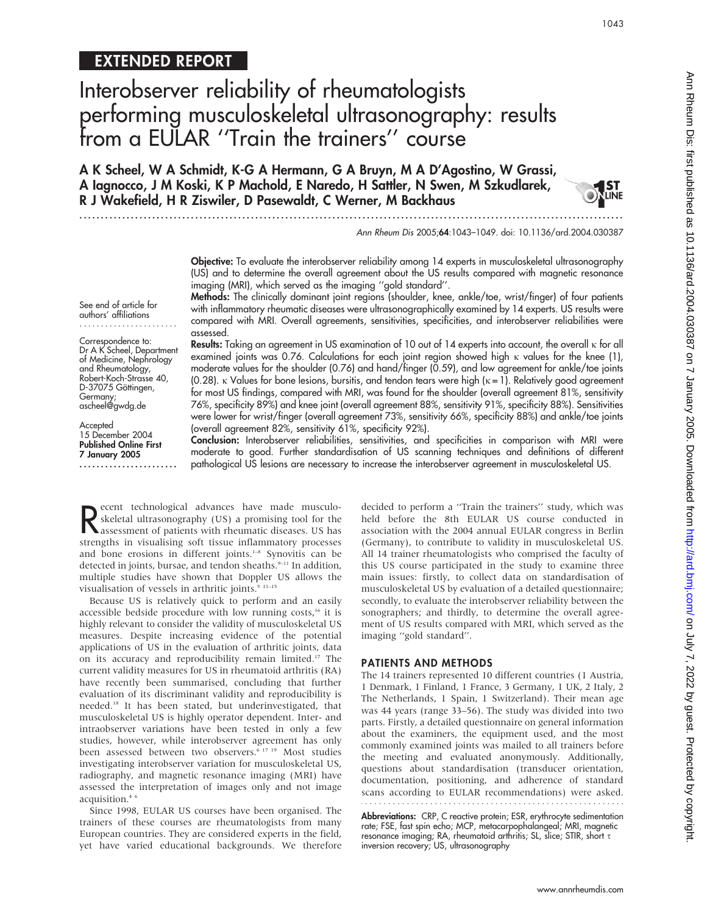# EXTENDED REPORT

# Interobserver reliability of rheumatologists performing musculoskeletal ultrasonography: results from a EULAR ''Train the trainers'' course

**A K Scheel, W A Schmidt, K-G A Hermann, G A Bruyn, M A D'Agostino, W Grassi, A Iagnocco, J M Koski, K P Machold, E Naredo, H Sattler, N Swen, M Szkudlarek, R J Wakefield, H R Ziswiler, D Pasewaldt, C Werner, M Backhaus**

Ann Rheum Dis 2005;**64**:1043–1049. doi: 10.1136/ard.2004.030387

See end of article for authors' affiliations

Correspondence to: Dr A K Scheel, Department of Medicine, Nephrology and Rheumatology, Robert-Koch-Strasse 40, D-37075 Göttingen, Germany; ascheel@gwdg.de

Accepted 15 December 2004
**Published Online First 7 January 2005**

**Objective:** To evaluate the interobserver reliability among 14 experts in musculoskeletal ultrasonography (US) and to determine the overall agreement about the US results compared with magnetic resonance imaging (MRI), which served as the imaging ''gold standard''.

**Methods:** The clinically dominant joint regions (shoulder, knee, ankle/toe, wrist/finger) of four patients with inflammatory rheumatic diseases were ultrasonographically examined by 14 experts. US results were compared with MRI. Overall agreements, sensitivities, specificities, and interobserver reliabilities were assessed.

**Results:** Taking an agreement in US examination of 10 out of 14 experts into account, the overall $\kappa$ for all examined joints was 0.76. Calculations for each joint region showed high $\kappa$ values for the knee (1), moderate values for the shoulder (0.76) and hand/finger (0.59), and low agreement for ankle/toe joints (0.28). $\kappa$ Values for bone lesions, bursitis, and tendon tears were high ($\kappa = 1$). Relatively good agreement for most US findings, compared with MRI, was found for the shoulder (overall agreement 81%, sensitivity 76%, specificity 89%) and knee joint (overall agreement 88%, sensitivity 91%, specificity 88%). Sensitivities were lower for wrist/finger (overall agreement 73%, sensitivity 66%, specificity 88%) and ankle/toe joints (overall agreement 82%, sensitivity 61%, specificity 92%).

**Conclusion:** Interobserver reliabilities, sensitivities, and specificities in comparison with MRI were moderate to good. Further standardisation of US scanning techniques and definitions of different pathological US lesions are necessary to increase the interobserver agreement in musculoskeletal US.

Recent technological advances have made musculoskeletal ultrasonography (US) a promising tool for the assessment of patients with rheumatic diseases. US has strengths in visualising soft tissue inflammatory processes and bone erosions in different joints.[1–8] Synovitis can be detected in joints, bursae, and tendon sheaths.[9–11] In addition, multiple studies have shown that Doppler US allows the visualisation of vessels in arthritic joints.[5 11–15]

Because US is relatively quick to perform and an easily accessible bedside procedure with low running costs,[16] it is highly relevant to consider the validity of musculoskeletal US measures. Despite increasing evidence of the potential applications of US in the evaluation of arthritic joints, data on its accuracy and reproducibility remain limited.[17] The current validity measures for US in rheumatoid arthritis (RA) have recently been summarised, concluding that further evaluation of its discriminant validity and reproducibility is needed.[18] It has been stated, but underinvestigated, that musculoskeletal US is highly operator dependent. Inter- and intraobserver variations have been tested in only a few studies, however, while interobserver agreement has only been assessed between two observers.[6 17 19] Most studies investigating interobserver variation for musculoskeletal US, radiography, and magnetic resonance imaging (MRI) have assessed the interpretation of images only and not image acquisition.[4 6]

Since 1998, EULAR US courses have been organised. The trainers of these courses are rheumatologists from many European countries. They are considered experts in the field, yet have varied educational backgrounds. We therefore decided to perform a ''Train the trainers'' study, which was held before the 8th EULAR US course conducted in association with the 2004 annual EULAR congress in Berlin (Germany), to contribute to validity in musculoskeletal US. All 14 trainer rheumatologists who comprised the faculty of this US course participated in the study to examine three main issues: firstly, to collect data on standardisation of musculoskeletal US by evaluation of a detailed questionnaire; secondly, to evaluate the interobserver reliability between the sonographers; and thirdly, to determine the overall agreement of US results compared with MRI, which served as the imaging ''gold standard''.

## PATIENTS AND METHODS

The 14 trainers represented 10 different countries (1 Austria, 1 Denmark, 1 Finland, 1 France, 3 Germany, 1 UK, 2 Italy, 2 The Netherlands, 1 Spain, 1 Switzerland). Their mean age was 44 years (range 33–56). The study was divided into two parts. Firstly, a detailed questionnaire on general information about the examiners, the equipment used, and the most commonly examined joints was mailed to all trainers before the meeting and evaluated anonymously. Additionally, questions about standardisation (transducer orientation, documentation, positioning, and adherence of standard scans according to EULAR recommendations) were asked.

**Abbreviations:** CRP, C reactive protein; ESR, erythrocyte sedimentation rate; FSE, fast spin echo; MCP, metacarpophalangeal; MRI, magnetic resonance imaging; RA, rheumatoid arthritis; SL, slice; STIR, short $\tau$ inversion recovery; US, ultrasonography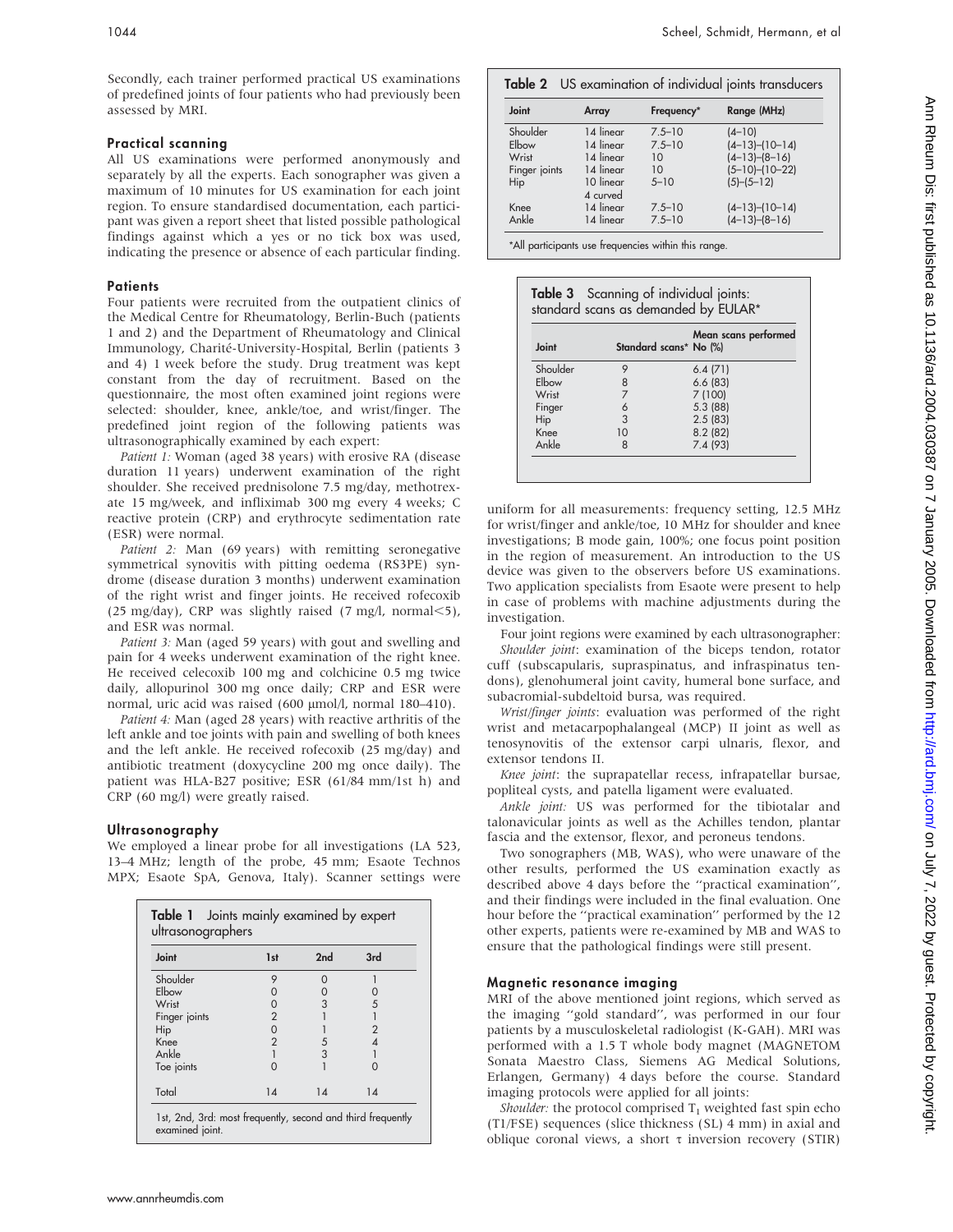Secondly, each trainer performed practical US examinations of predefined joints of four patients who had previously been assessed by MRI.

### Practical scanning

All US examinations were performed anonymously and separately by all the experts. Each sonographer was given a maximum of 10 minutes for US examination for each joint region. To ensure standardised documentation, each participant was given a report sheet that listed possible pathological findings against which a yes or no tick box was used, indicating the presence or absence of each particular finding.

### Patients

Four patients were recruited from the outpatient clinics of the Medical Centre for Rheumatology, Berlin-Buch (patients 1 and 2) and the Department of Rheumatology and Clinical Immunology, Charité-University-Hospital, Berlin (patients 3 and 4) 1 week before the study. Drug treatment was kept constant from the day of recruitment. Based on the questionnaire, the most often examined joint regions were selected: shoulder, knee, ankle/toe, and wrist/finger. The predefined joint region of the following patients was ultrasonographically examined by each expert:

*Patient 1:* Woman (aged 38 years) with erosive RA (disease duration 11 years) underwent examination of the right shoulder. She received prednisolone 7.5 mg/day, methotrexate 15 mg/week, and infliximab 300 mg every 4 weeks; C reactive protein (CRP) and erythrocyte sedimentation rate (ESR) were normal.

*Patient 2:* Man (69 years) with remitting seronegative symmetrical synovitis with pitting oedema (RS3PE) syndrome (disease duration 3 months) underwent examination of the right wrist and finger joints. He received rofecoxib (25 mg/day), CRP was slightly raised (7 mg/l, normal<5), and ESR was normal.

*Patient 3:* Man (aged 59 years) with gout and swelling and pain for 4 weeks underwent examination of the right knee. He received celecoxib 100 mg and colchicine 0.5 mg twice daily, allopurinol 300 mg once daily; CRP and ESR were normal, uric acid was raised (600 µmol/l, normal 180–410).

*Patient 4:* Man (aged 28 years) with reactive arthritis of the left ankle and toe joints with pain and swelling of both knees and the left ankle. He received rofecoxib (25 mg/day) and antibiotic treatment (doxycycline 200 mg once daily). The patient was HLA-B27 positive; ESR (61/84 mm/1st h) and CRP (60 mg/l) were greatly raised.

### Ultrasonography

We employed a linear probe for all investigations (LA 523, 13–4 MHz; length of the probe, 45 mm; Esaote Technos MPX; Esaote SpA, Genova, Italy). Scanner settings were uniform for all measurements: frequency setting, 12.5 MHz for wrist/finger and ankle/toe, 10 MHz for shoulder and knee investigations; B mode gain, 100%; one focus point position in the region of measurement. An introduction to the US device was given to the observers before US examinations. Two application specialists from Esaote were present to help in case of problems with machine adjustments during the investigation.

Four joint regions were examined by each ultrasonographer:

*Shoulder joint*: examination of the biceps tendon, rotator cuff (subscapularis, supraspinatus, and infraspinatus tendons), glenohumeral joint cavity, humeral bone surface, and subacromial-subdeltoid bursa, was required.

*Wrist/finger joints*: evaluation was performed of the right wrist and metacarpophalangeal (MCP) II joint as well as tenosynovitis of the extensor carpi ulnaris, flexor, and extensor tendons II.

*Knee joint*: the suprapatellar recess, infrapatellar bursae, popliteal cysts, and patella ligament were evaluated.

*Ankle joint:* US was performed for the tibiotalar and talonavicular joints as well as the Achilles tendon, plantar fascia and the extensor, flexor, and peroneus tendons.

Two sonographers (MB, WAS), who were unaware of the other results, performed the US examination exactly as described above 4 days before the "practical examination", and their findings were included in the final evaluation. One hour before the "practical examination" performed by the 12 other experts, patients were re-examined by MB and WAS to ensure that the pathological findings were still present.

### Magnetic resonance imaging

MRI of the above mentioned joint regions, which served as the imaging "gold standard", was performed in our four patients by a musculoskeletal radiologist (K-GAH). MRI was performed with a 1.5 T whole body magnet (MAGNETOM Sonata Maestro Class, Siemens AG Medical Solutions, Erlangen, Germany) 4 days before the course. Standard imaging protocols were applied for all joints:

*Shoulder:* the protocol comprised $T_1$ weighted fast spin echo (T1/FSE) sequences (slice thickness (SL) 4 mm) in axial and oblique coronal views, a short $\tau$ inversion recovery (STIR)

**Table 1** Joints mainly examined by expert ultrasonographers

| Joint | 1st | 2nd | 3rd |
|---|---|---|---|
| Shoulder | 9 | 0 | 1 |
| Elbow | 0 | 0 | 0 |
| Wrist | 0 | 3 | 5 |
| Finger joints | 2 | 1 | 1 |
| Hip | 0 | 1 | 2 |
| Knee | 2 | 5 | 4 |
| Ankle | 1 | 3 | 1 |
| Toe joints | 0 | 1 | 0 |
| Total | 14 | 14 | 14 |

1st, 2nd, 3rd: most frequently, second and third frequently examined joint.

**Table 2** US examination of individual joints transducers

| Joint | Array | Frequency* | Range (MHz) |
|---|---|---|---|
| Shoulder | 14 linear | 7.5–10 | (4–10) |
| Elbow | 14 linear | 7.5–10 | (4–13)–(10–14) |
| Wrist | 14 linear | 10 | (4–13)–(8–16) |
| Finger joints | 14 linear | 10 | (5–10)–(10–22) |
| Hip | 10 linear 4 curved | 5–10 | (5)–(5–12) |
| Knee | 14 linear | 7.5–10 | (4–13)–(10–14) |
| Ankle | 14 linear | 7.5–10 | (4–13)–(8–16) |

*All participants use frequencies within this range.

**Table 3** Scanning of individual joints: standard scans as demanded by EULAR*

| Joint | Standard scans* | Mean scans performed No (%) |
|---|---|---|
| Shoulder | 9 | 6.4 (71) |
| Elbow | 8 | 6.6 (83) |
| Wrist | 7 | 7 (100) |
| Finger | 6 | 5.3 (88) |
| Hip | 3 | 2.5 (83) |
| Knee | 10 | 8.2 (82) |
| Ankle | 8 | 7.4 (93) |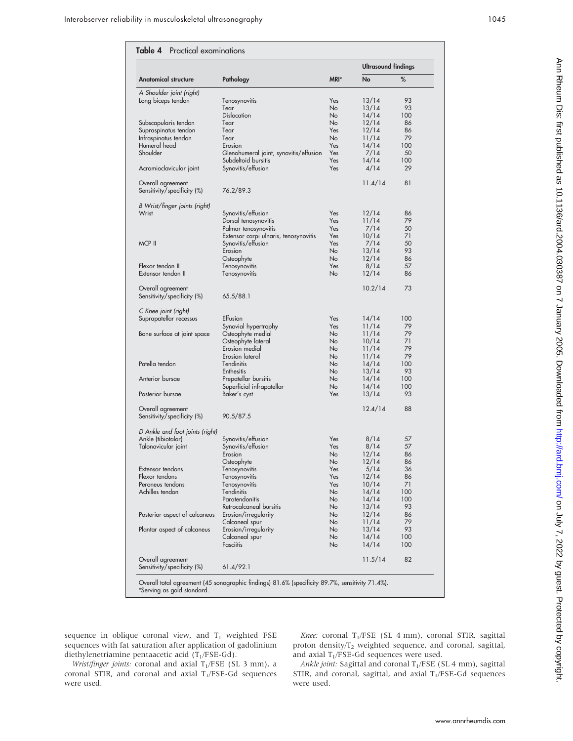**Table 4** Practical examinations

| Anatomical structure | Pathology | MRI* | Ultrasound findings No | % |
|---|---|---|---|---|
| *A Shoulder joint (right)* | | | | |
| Long biceps tendon | Tenosynovitis | Yes | 13/14 | 93 |
| | Tear | No | 13/14 | 93 |
| | Dislocation | No | 14/14 | 100 |
| Subscapularis tendon | Tear | No | 12/14 | 86 |
| Supraspinatus tendon | Tear | Yes | 12/14 | 86 |
| Infraspinatus tendon | Tear | No | 11/14 | 79 |
| Humeral head | Erosion | Yes | 14/14 | 100 |
| Shoulder | Glenohumeral joint, synovitis/effusion | Yes | 7/14 | 50 |
| | Subdeltoid bursitis | Yes | 14/14 | 100 |
| Acromioclavicular joint | Synovitis/effusion | Yes | 4/14 | 29 |
| Overall agreement | | | 11.4/14 | 81 |
| Sensitivity/specificity (%) | 76.2/89.3 | | | |
| *B Wrist/finger joints (right)* | | | | |
| Wrist | Synovitis/effusion | Yes | 12/14 | 86 |
| | Dorsal tenosynovitis | Yes | 11/14 | 79 |
| | Palmar tenosynovitis | Yes | 7/14 | 50 |
| | Extensor carpi ulnaris, tenosynovitis | Yes | 10/14 | 71 |
| MCP II | Synovitis/effusion | Yes | 7/14 | 50 |
| | Erosion | No | 13/14 | 93 |
| | Osteophyte | No | 12/14 | 86 |
| Flexor tendon II | Tenosynovitis | Yes | 8/14 | 57 |
| Extensor tendon II | Tenosynovitis | No | 12/14 | 86 |
| Overall agreement | | | 10.2/14 | 73 |
| Sensitivity/specificity (%) | 65.5/88.1 | | | |
| *C Knee joint (right)* | | | | |
| Suprapatellar recessus | Effusion | Yes | 14/14 | 100 |
| | Synovial hypertrophy | Yes | 11/14 | 79 |
| Bone surface at joint space | Osteophyte medial | No | 11/14 | 79 |
| | Osteophyte lateral | No | 10/14 | 71 |
| | Erosion medial | No | 11/14 | 79 |
| | Erosion lateral | No | 11/14 | 79 |
| Patella tendon | Tendinitis | No | 14/14 | 100 |
| | Enthesitis | No | 13/14 | 93 |
| Anterior bursae | Prepatellar bursitis | No | 14/14 | 100 |
| | Superficial infrapatellar | No | 14/14 | 100 |
| Posterior bursae | Baker's cyst | Yes | 13/14 | 93 |
| Overall agreement | | | 12.4/14 | 88 |
| Sensitivity/specificity (%) | 90.5/87.5 | | | |
| *D Ankle and foot joints (right)* | | | | |
| Ankle (tibiotalar) | Synovitis/effusion | Yes | 8/14 | 57 |
| Talonavicular joint | Synovitis/effusion | Yes | 8/14 | 57 |
| | Erosion | No | 12/14 | 86 |
| | Osteophyte | No | 12/14 | 86 |
| Extensor tendons | Tenosynovitis | Yes | 5/14 | 36 |
| Flexor tendons | Tenosynovitis | Yes | 12/14 | 86 |
| Peroneus tendons | Tenosynovitis | Yes | 10/14 | 71 |
| Achilles tendon | Tendinitis | No | 14/14 | 100 |
| | Paratendonitis | No | 14/14 | 100 |
| | Retrocalcaneal bursitis | No | 13/14 | 93 |
| Posterior aspect of calcaneus | Erosion/irregularity | No | 12/14 | 86 |
| | Calcaneal spur | No | 11/14 | 79 |
| Plantar aspect of calcaneus | Erosion/irregularity | No | 13/14 | 93 |
| | Calcaneal spur | No | 14/14 | 100 |
| | Fasciitis | No | 14/14 | 100 |
| Overall agreement | | | 11.5/14 | 82 |
| Sensitivity/specificity (%) | 61.4/92.1 | | | |

Overall total agreement (45 sonographic findings) 81.6% (specificity 89.7%, sensitivity 71.4%).
*Serving as gold standard.

sequence in oblique coronal view, and $T_1$ weighted FSE sequences with fat saturation after application of gadolinium diethylenetriamine pentaacetic acid ($T_1$/FSE-Gd).

*Wrist/finger joints:* coronal and axial $T_1$/FSE (SL 3 mm), a coronal STIR, and coronal and axial $T_1$/FSE-Gd sequences were used.

*Knee:* coronal $T_1$/FSE (SL 4 mm), coronal STIR, sagittal proton density/$T_2$ weighted sequence, and coronal, sagittal, and axial $T_1$/FSE-Gd sequences were used.

*Ankle joint:* Sagittal and coronal $T_1$/FSE (SL 4 mm), sagittal STIR, and coronal, sagittal, and axial $T_1$/FSE-Gd sequences were used.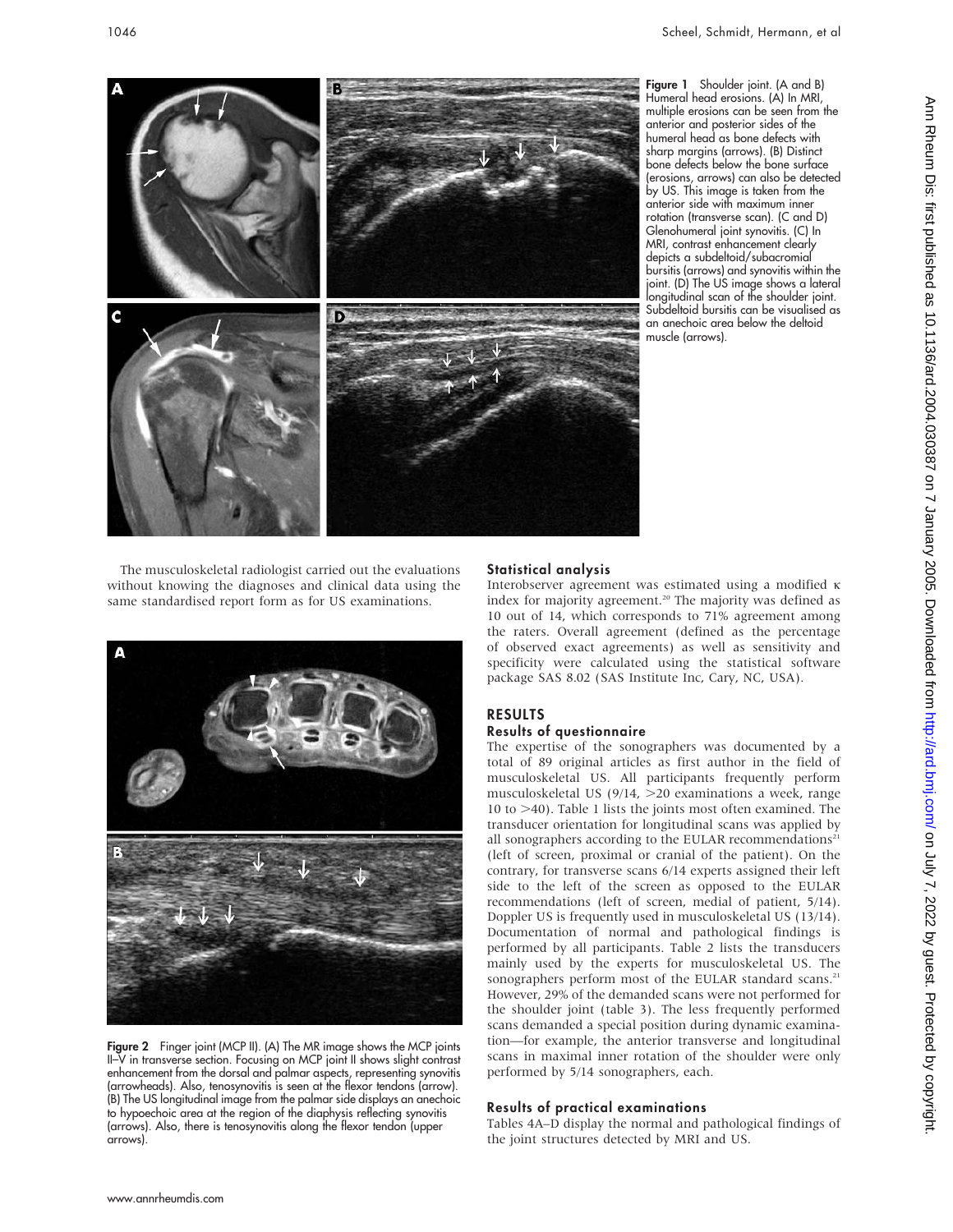Figure 1 Shoulder joint. (A and B) Humeral head erosions. (A) In MRI, multiple erosions can be seen from the anterior and posterior sides of the humeral head as bone defects with sharp margins (arrows). (B) Distinct bone defects below the bone surface (erosions, arrows) can also be detected by US. This image is taken from the anterior side with maximum inner rotation (transverse scan). (C and D) Glenohumeral joint synovitis. (C) In MRI, contrast enhancement clearly depicts a subdeltoid/subacromial bursitis (arrows) and synovitis within the joint. (D) The US image shows a lateral longitudinal scan of the shoulder joint. Subdeltoid bursitis can be visualised as an anechoic area below the deltoid muscle (arrows).

The musculoskeletal radiologist carried out the evaluations without knowing the diagnoses and clinical data using the same standardised report form as for US examinations.

Figure 2 Finger joint (MCP II). (A) The MR image shows the MCP joints II–V in transverse section. Focusing on MCP joint II shows slight contrast enhancement from the dorsal and palmar aspects, representing synovitis (arrowheads). Also, tenosynovitis is seen at the flexor tendons (arrow). (B) The US longitudinal image from the palmar side displays an anechoic to hypoechoic area at the region of the diaphysis reflecting synovitis (arrows). Also, there is tenosynovitis along the flexor tendon (upper arrows).

### Statistical analysis

Interobserver agreement was estimated using a modified κ index for majority agreement.[20] The majority was defined as 10 out of 14, which corresponds to 71% agreement among the raters. Overall agreement (defined as the percentage of observed exact agreements) as well as sensitivity and specificity were calculated using the statistical software package SAS 8.02 (SAS Institute Inc, Cary, NC, USA).

## RESULTS

### Results of questionnaire

The expertise of the sonographers was documented by a total of 89 original articles as first author in the field of musculoskeletal US. All participants frequently perform musculoskeletal US (9/14, >20 examinations a week, range 10 to >40). Table 1 lists the joints most often examined. The transducer orientation for longitudinal scans was applied by all sonographers according to the EULAR recommendations[21] (left of screen, proximal or cranial of the patient). On the contrary, for transverse scans 6/14 experts assigned their left side to the left of the screen as opposed to the EULAR recommendations (left of screen, medial of patient, 5/14). Doppler US is frequently used in musculoskeletal US (13/14). Documentation of normal and pathological findings is performed by all participants. Table 2 lists the transducers mainly used by the experts for musculoskeletal US. The sonographers perform most of the EULAR standard scans.[21] However, 29% of the demanded scans were not performed for the shoulder joint (table 3). The less frequently performed scans demanded a special position during dynamic examination—for example, the anterior transverse and longitudinal scans in maximal inner rotation of the shoulder were only performed by 5/14 sonographers, each.

### Results of practical examinations

Tables 4A–D display the normal and pathological findings of the joint structures detected by MRI and US.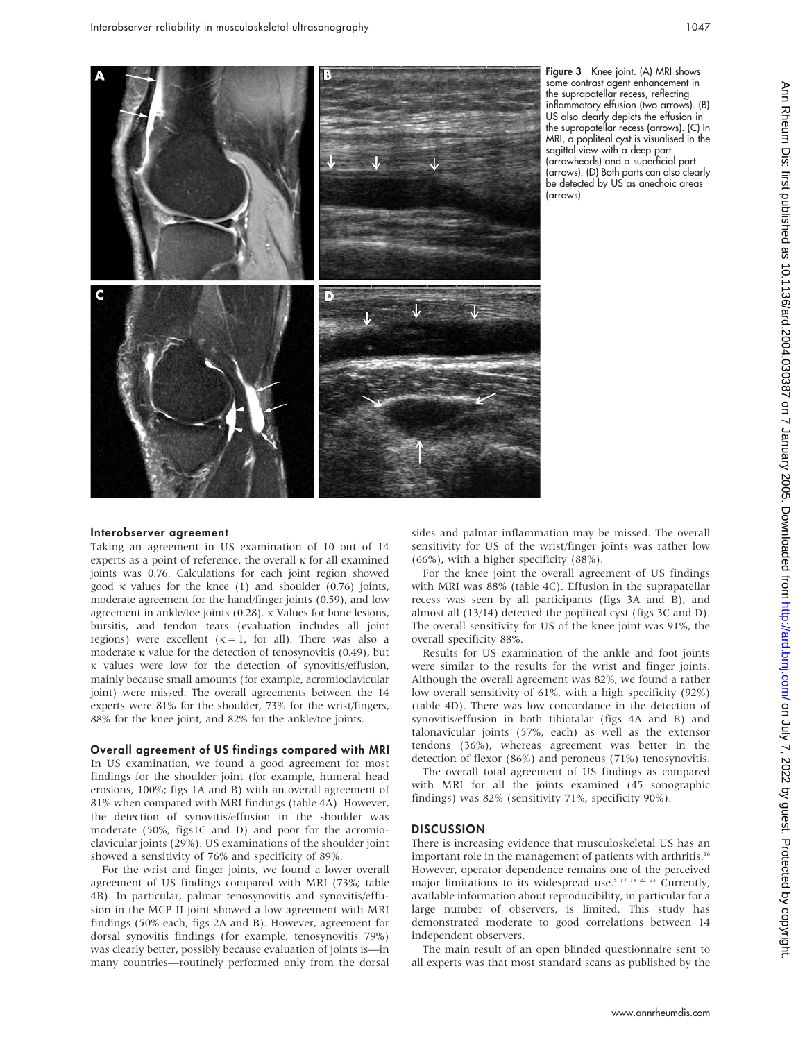Figure 3 Knee joint. (A) MRI shows some contrast agent enhancement in the suprapatellar recess, reflecting inflammatory effusion (two arrows). (B) US also clearly depicts the effusion in the suprapatellar recess (arrows). (C) In MRI, a popliteal cyst is visualised in the sagittal view with a deep part (arrowheads) and a superficial part (arrows). (D) Both parts can also clearly be detected by US as anechoic areas (arrows).

### Interobserver agreement

Taking an agreement in US examination of 10 out of 14 experts as a point of reference, the overall κ for all examined joints was 0.76. Calculations for each joint region showed good κ values for the knee (1) and shoulder (0.76) joints, moderate agreement for the hand/finger joints (0.59), and low agreement in ankle/toe joints (0.28). κ Values for bone lesions, bursitis, and tendon tears (evaluation includes all joint regions) were excellent (κ = 1, for all). There was also a moderate κ value for the detection of tenosynovitis (0.49), but κ values were low for the detection of synovitis/effusion, mainly because small amounts (for example, acromioclavicular joint) were missed. The overall agreements between the 14 experts were 81% for the shoulder, 73% for the wrist/fingers, 88% for the knee joint, and 82% for the ankle/toe joints.

### Overall agreement of US findings compared with MRI

In US examination, we found a good agreement for most findings for the shoulder joint (for example, humeral head erosions, 100%; figs 1A and B) with an overall agreement of 81% when compared with MRI findings (table 4A). However, the detection of synovitis/effusion in the shoulder was moderate (50%; figs1C and D) and poor for the acromioclavicular joints (29%). US examinations of the shoulder joint showed a sensitivity of 76% and specificity of 89%.

For the wrist and finger joints, we found a lower overall agreement of US findings compared with MRI (73%; table 4B). In particular, palmar tenosynovitis and synovitis/effusion in the MCP II joint showed a low agreement with MRI findings (50% each; figs 2A and B). However, agreement for dorsal synovitis findings (for example, tenosynovitis 79%) was clearly better, possibly because evaluation of joints is—in many countries—routinely performed only from the dorsal sides and palmar inflammation may be missed. The overall sensitivity for US of the wrist/finger joints was rather low (66%), with a higher specificity (88%).

For the knee joint the overall agreement of US findings with MRI was 88% (table 4C). Effusion in the suprapatellar recess was seen by all participants (figs 3A and B), and almost all (13/14) detected the popliteal cyst (figs 3C and D). The overall sensitivity for US of the knee joint was 91%, the overall specificity 88%.

Results for US examination of the ankle and foot joints were similar to the results for the wrist and finger joints. Although the overall agreement was 82%, we found a rather low overall sensitivity of 61%, with a high specificity (92%) (table 4D). There was low concordance in the detection of synovitis/effusion in both tibiotalar (figs 4A and B) and talonavicular joints (57%, each) as well as the extensor tendons (36%), whereas agreement was better in the detection of flexor (86%) and peroneus (71%) tenosynovitis.

The overall total agreement of US findings as compared with MRI for all the joints examined (45 sonographic findings) was 82% (sensitivity 71%, specificity 90%).

## DISCUSSION

There is increasing evidence that musculoskeletal US has an important role in the management of patients with arthritis.[16] However, operator dependence remains one of the perceived major limitations to its widespread use.[5 17 18 22 23] Currently, available information about reproducibility, in particular for a large number of observers, is limited. This study has demonstrated moderate to good correlations between 14 independent observers.

The main result of an open blinded questionnaire sent to all experts was that most standard scans as published by the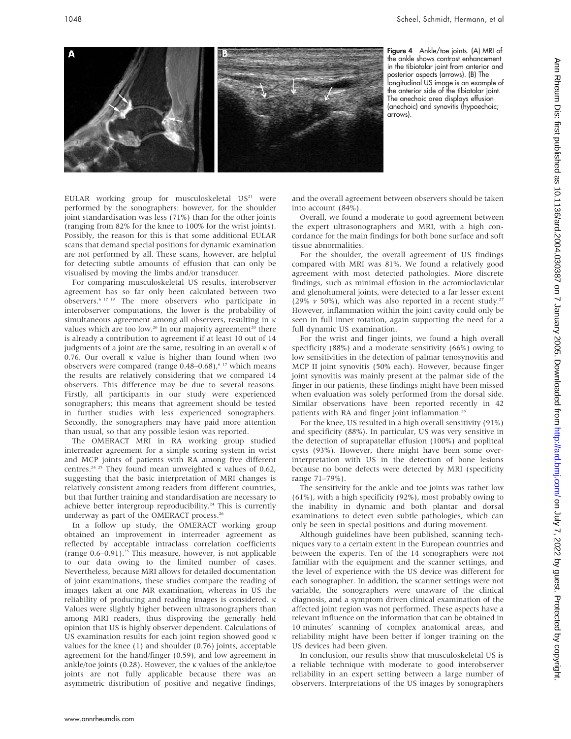Figure 4 Ankle/toe joints. (A) MRI of the ankle shows contrast enhancement in the tibiotalar joint from anterior and posterior aspects (arrows). (B) The longitudinal US image is an example of the anterior side of the tibiotalar joint. The anechoic area displays effusion (anechoic) and synovitis (hypoechoic; arrows).

EULAR working group for musculoskeletal US[21] were performed by the sonographers: however, for the shoulder joint standardisation was less (71%) than for the other joints (ranging from 82% for the knee to 100% for the wrist joints). Possibly, the reason for this is that some additional EULAR scans that demand special positions for dynamic examination are not performed by all. These scans, however, are helpful for detecting subtle amounts of effusion that can only be visualised by moving the limbs and/or transducer.

For comparing musculoskeletal US results, interobserver agreement has so far only been calculated between two observers.[6 17 19] The more observers who participate in interobserver computations, the lower is the probability of simultaneous agreement among all observers, resulting in κ values which are too low.[20] In our majority agreement[20] there is already a contribution to agreement if at least 10 out of 14 judgments of a joint are the same, resulting in an overall κ of 0.76. Our overall κ value is higher than found when two observers were compared (range 0.48–0.68),[6 17] which means the results are relatively considering that we compared 14 observers. This difference may be due to several reasons. Firstly, all participants in our study were experienced sonographers; this means that agreement should be tested in further studies with less experienced sonographers. Secondly, the sonographers may have paid more attention than usual, so that any possible lesion was reported.

The OMERACT MRI in RA working group studied interreader agreement for a simple scoring system in wrist and MCP joints of patients with RA among five different centres.[24 25] They found mean unweighted κ values of 0.62, suggesting that the basic interpretation of MRI changes is relatively consistent among readers from different countries, but that further training and standardisation are necessary to achieve better intergroup reproducibility.[24] This is currently underway as part of the OMERACT process.[26]

In a follow up study, the OMERACT working group obtained an improvement in interreader agreement as reflected by acceptable intraclass correlation coefficients (range 0.6–0.91).[25] This measure, however, is not applicable to our data owing to the limited number of cases. Nevertheless, because MRI allows for detailed documentation of joint examinations, these studies compare the reading of images taken at one MR examination, whereas in US the reliability of producing and reading images is considered. κ Values were slightly higher between ultrasonographers than among MRI readers, thus disproving the generally held opinion that US is highly observer dependent. Calculations of US examination results for each joint region showed good κ values for the knee (1) and shoulder (0.76) joints, acceptable agreement for the hand/finger (0.59), and low agreement in ankle/toe joints (0.28). However, the κ values of the ankle/toe joints are not fully applicable because there was an asymmetric distribution of positive and negative findings, and the overall agreement between observers should be taken into account (84%).

Overall, we found a moderate to good agreement between the expert ultrasonographers and MRI, with a high concordance for the main findings for both bone surface and soft tissue abnormalities.

For the shoulder, the overall agreement of US findings compared with MRI was 81%. We found a relatively good agreement with most detected pathologies. More discrete findings, such as minimal effusion in the acromioclavicular and glenohumeral joints, were detected to a far lesser extent (29% *v* 50%), which was also reported in a recent study.[27] However, inflammation within the joint cavity could only be seen in full inner rotation, again supporting the need for a full dynamic US examination.

For the wrist and finger joints, we found a high overall specificity (88%) and a moderate sensitivity (66%) owing to low sensitivities in the detection of palmar tenosynovitis and MCP II joint synovitis (50% each). However, because finger joint synovitis was mainly present at the palmar side of the finger in our patients, these findings might have been missed when evaluation was solely performed from the dorsal side. Similar observations have been reported recently in 42 patients with RA and finger joint inflammation.[28]

For the knee, US resulted in a high overall sensitivity (91%) and specificity (88%). In particular, US was very sensitive in the detection of suprapatellar effusion (100%) and popliteal cysts (93%). However, there might have been some overinterpretation with US in the detection of bone lesions because no bone defects were detected by MRI (specificity range 71–79%).

The sensitivity for the ankle and toe joints was rather low (61%), with a high specificity (92%), most probably owing to the inability in dynamic and both plantar and dorsal examinations to detect even subtle pathologies, which can only be seen in special positions and during movement.

Although guidelines have been published, scanning techniques vary to a certain extent in the European countries and between the experts. Ten of the 14 sonographers were not familiar with the equipment and the scanner settings, and the level of experience with the US device was different for each sonographer. In addition, the scanner settings were not variable, the sonographers were unaware of the clinical diagnosis, and a symptom driven clinical examination of the affected joint region was not performed. These aspects have a relevant influence on the information that can be obtained in 10 minutes' scanning of complex anatomical areas, and reliability might have been better if longer training on the US devices had been given.

In conclusion, our results show that musculoskeletal US is a reliable technique with moderate to good interobserver reliability in an expert setting between a large number of observers. Interpretations of the US images by sonographers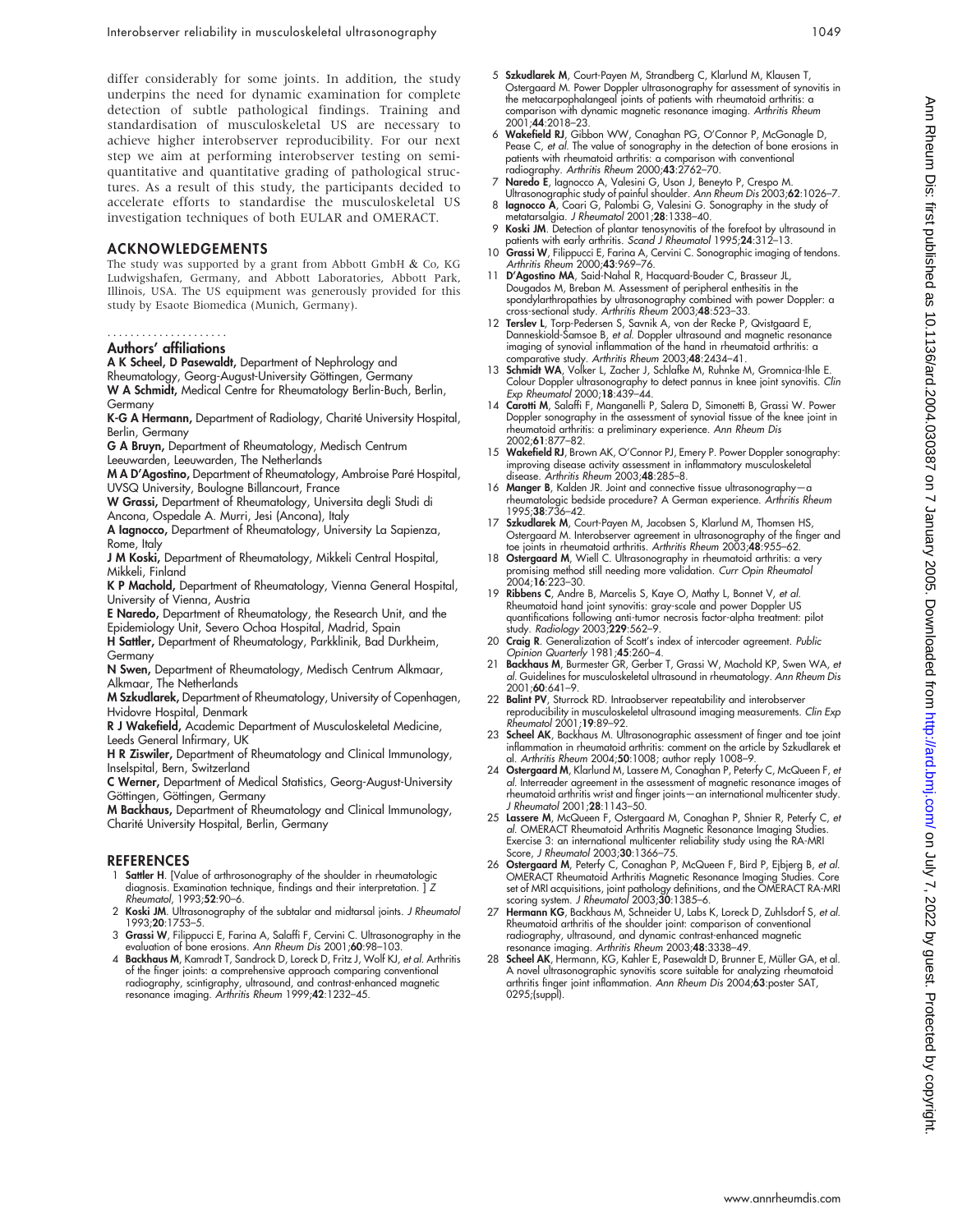differ considerably for some joints. In addition, the study underpins the need for dynamic examination for complete detection of subtle pathological findings. Training and standardisation of musculoskeletal US are necessary to achieve higher interobserver reproducibility. For our next step we aim at performing interobserver testing on semiquantitative and quantitative grading of pathological structures. As a result of this study, the participants decided to accelerate efforts to standardise the musculoskeletal US investigation techniques of both EULAR and OMERACT.

## ACKNOWLEDGEMENTS

The study was supported by a grant from Abbott GmbH & Co, KG Ludwigshafen, Germany, and Abbott Laboratories, Abbott Park, Illinois, USA. The US equipment was generously provided for this study by Esaote Biomedica (Munich, Germany).

## Authors' affiliations

**A K Scheel, D Pasewaldt,** Department of Nephrology and Rheumatology, Georg-August-University Göttingen, Germany
**W A Schmidt,** Medical Centre for Rheumatology Berlin-Buch, Berlin, Germany
**K-G A Hermann,** Department of Radiology, Charité University Hospital, Berlin, Germany
**G A Bruyn,** Department of Rheumatology, Medisch Centrum Leeuwarden, Leeuwarden, The Netherlands
**M A D'Agostino,** Department of Rheumatology, Ambroise Paré Hospital, UVSQ University, Boulogne Billancourt, France
**W Grassi,** Department of Rheumatology, Universita degli Studi di Ancona, Ospedale A. Murri, Jesi (Ancona), Italy
**A Iagnocco,** Department of Rheumatology, University La Sapienza, Rome, Italy
**J M Koski,** Department of Rheumatology, Mikkeli Central Hospital, Mikkeli, Finland
**K P Machold,** Department of Rheumatology, Vienna General Hospital, University of Vienna, Austria
**E Naredo,** Department of Rheumatology, the Research Unit, and the Epidemiology Unit, Severo Ochoa Hospital, Madrid, Spain
**H Sattler,** Department of Rheumatology, Parkklinik, Bad Durkheim, Germany
**N Swen,** Department of Rheumatology, Medisch Centrum Alkmaar, Alkmaar, The Netherlands
**M Szkudlarek,** Department of Rheumatology, University of Copenhagen, Hvidovre Hospital, Denmark
**R J Wakefield,** Academic Department of Musculoskeletal Medicine, Leeds General Infirmary, UK
**H R Ziswiler,** Department of Rheumatology and Clinical Immunology, Inselspital, Bern, Switzerland
**C Werner,** Department of Medical Statistics, Georg-August-University Göttingen, Göttingen, Germany
**M Backhaus,** Department of Rheumatology and Clinical Immunology, Charité University Hospital, Berlin, Germany

## REFERENCES

1. **Sattler H**. [Value of arthrosonography of the shoulder in rheumatologic diagnosis. Examination technique, findings and their interpretation. ] *Z Rheumatol*, 1993;**52**:90–6.
2. **Koski JM**. Ultrasonography of the subtalar and midtarsal joints. *J Rheumatol* 1993;**20**:1753–5.
3. **Grassi W**, Filippucci E, Farina A, Salaffi F, Cervini C. Ultrasonography in the evaluation of bone erosions. *Ann Rheum Dis* 2001;**60**:98–103.
4. **Backhaus M**, Kamradt T, Sandrock D, Loreck D, Fritz J, Wolf KJ, *et al*. Arthritis of the finger joints: a comprehensive approach comparing conventional radiography, scintigraphy, ultrasound, and contrast-enhanced magnetic resonance imaging. *Arthritis Rheum* 1999;**42**:1232–45.
5. **Szkudlarek M**, Court-Payen M, Strandberg C, Klarlund M, Klausen T, Ostergaard M. Power Doppler ultrasonography for assessment of synovitis in the metacarpophalangeal joints of patients with rheumatoid arthritis: a comparison with dynamic magnetic resonance imaging. *Arthritis Rheum* 2001;**44**:2018–23.
6. **Wakefield RJ**, Gibbon WW, Conaghan PG, O'Connor P, McGonagle D, Pease C, *et al*. The value of sonography in the detection of bone erosions in patients with rheumatoid arthritis: a comparison with conventional radiography. *Arthritis Rheum* 2000;**43**:2762–70.
7. **Naredo E**, Iagnocco A, Valesini G, Uson J, Beneyto P, Crespo M. Ultrasonographic study of painful shoulder. *Ann Rheum Dis* 2003;**62**:1026–7.
8. **Iagnocco A**, Coari G, Palombi G, Valesini G. Sonography in the study of metatarsalgia. *J Rheumatol* 2001;**28**:1338–40.
9. **Koski JM**. Detection of plantar tenosynovitis of the forefoot by ultrasound in patients with early arthritis. *Scand J Rheumatol* 1995;**24**:312–13.
10. **Grassi W**, Filippucci E, Farina A, Cervini C. Sonographic imaging of tendons. *Arthritis Rheum* 2000;**43**:969–76.
11. **D'Agostino MA**, Said-Nahal R, Hacquard-Bouder C, Brasseur JL, Dougados M, Breban M. Assessment of peripheral enthesitis in the spondylarthropathies by ultrasonography combined with power Doppler: a cross-sectional study. *Arthritis Rheum* 2003;**48**:523–33.
12. **Terslev L**, Torp-Pedersen S, Savnik A, von der Recke P, Qvistgaard E, Danneskiold-Samsoe B, *et al*. Doppler ultrasound and magnetic resonance imaging of synovial inflammation of the hand in rheumatoid arthritis: a comparative study. *Arthritis Rheum* 2003;**48**:2434–41.
13. **Schmidt WA**, Volker L, Zacher J, Schlafke M, Ruhnke M, Gromnica-Ihle E. Colour Doppler ultrasonography to detect pannus in knee joint synovitis. *Clin Exp Rheumatol* 2000;**18**:439–44.
14. **Carotti M**, Salaffi F, Manganelli P, Salera D, Simonetti B, Grassi W. Power Doppler sonography in the assessment of synovial tissue of the knee joint in rheumatoid arthritis: a preliminary experience. *Ann Rheum Dis* 2002;**61**:877–82.
15. **Wakefield RJ**, Brown AK, O'Connor PJ, Emery P. Power Doppler sonography: improving disease activity assessment in inflammatory musculoskeletal disease. *Arthritis Rheum* 2003;**48**:285–8.
16. **Manger B**, Kalden JR. Joint and connective tissue ultrasonography—a rheumatologic bedside procedure? A German experience. *Arthritis Rheum* 1995;**38**:736–42.
17. **Szkudlarek M**, Court-Payen M, Jacobsen S, Klarlund M, Thomsen HS, Ostergaard M. Interobserver agreement in ultrasonography of the finger and toe joints in rheumatoid arthritis. *Arthritis Rheum* 2003;**48**:955–62.
18. **Ostergaard M**, Wiell C. Ultrasonography in rheumatoid arthritis: a very promising method still needing more validation. *Curr Opin Rheumatol* 2004;**16**:223–30.
19. **Ribbens C**, Andre B, Marcelis S, Kaye O, Mathy L, Bonnet V, *et al*. Rheumatoid hand joint synovitis: gray-scale and power Doppler US quantifications following anti-tumor necrosis factor-alpha treatment: pilot study. *Radiology* 2003;**229**:562–9.
20. **Craig R**. Generalization of Scott's index of intercoder agreement. *Public Opinion Quarterly* 1981;**45**:260–4.
21. **Backhaus M**, Burmester GR, Gerber T, Grassi W, Machold KP, Swen WA, *et al*. Guidelines for musculoskeletal ultrasound in rheumatology. *Ann Rheum Dis* 2001;**60**:641–9.
22. **Balint PV**, Sturrock RD. Intraobserver repeatability and interobserver reproducibility in musculoskeletal ultrasound imaging measurements. *Clin Exp Rheumatol* 2001;**19**:89–92.
23. **Scheel AK**, Backhaus M. Ultrasonographic assessment of finger and toe joint inflammation in rheumatoid arthritis: comment on the article by Szkudlarek et al. *Arthritis Rheum* 2004;**50**:1008; author reply 1008–9.
24. **Ostergaard M**, Klarlund M, Lassere M, Conaghan P, Peterfy C, McQueen F, *et al*. Interreader agreement in the assessment of magnetic resonance images of rheumatoid arthritis wrist and finger joints—an international multicenter study. *J Rheumatol* 2001;**28**:1143–50.
25. **Lassere M**, McQueen F, Ostergaard M, Conaghan P, Shnier R, Peterfy C, *et al*. OMERACT Rheumatoid Arthritis Magnetic Resonance Imaging Studies. Exercise 3: an international multicenter reliability study using the RA-MRI Score, *J Rheumatol* 2003;**30**:1366–75.
26. **Ostergaard M**, Peterfy C, Conaghan P, McQueen F, Bird P, Ejbjerg B, *et al*. OMERACT Rheumatoid Arthritis Magnetic Resonance Imaging Studies. Core set of MRI acquisitions, joint pathology definitions, and the OMERACT RA-MRI scoring system. *J Rheumatol* 2003;**30**:1385–6.
27. **Hermann KG**, Backhaus M, Schneider U, Labs K, Loreck D, Zuhlsdorf S, *et al*. Rheumatoid arthritis of the shoulder joint: comparison of conventional radiography, ultrasound, and dynamic contrast-enhanced magnetic resonance imaging. *Arthritis Rheum* 2003;**48**:3338–49.
28. **Scheel AK**, Hermann, KG, Kahler E, Pasewaldt D, Brunner E, Müller GA, et al. A novel ultrasonographic synovitis score suitable for analyzing rheumatoid arthritis finger joint inflammation. *Ann Rheum Dis* 2004;**63**:poster SAT, 0295;(suppl).